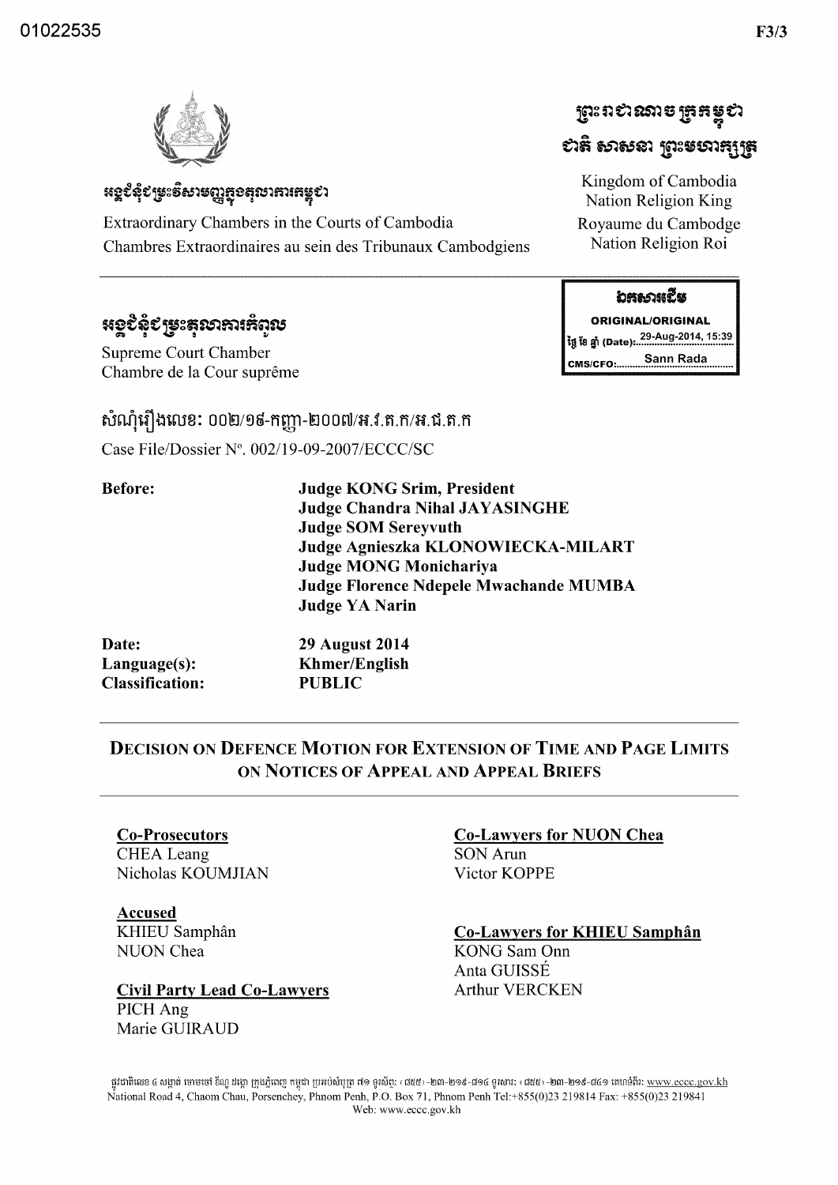01022535

F3/3

អង្គជំនុំជម្រះវិសាមញ្ញក្នុងតុលាការកម្ពុជា

Extraordinary Chambers in the Courts of Cambodia
Chambres Extraordinaires au sein des Tribunaux Cambodgiens

ព្រះរាជាណាចក្រកម្ពុជា
ជាតិ សាសនា ព្រះមហាក្សត្រ

Kingdom of Cambodia
Nation Religion King
Royaume du Cambodge
Nation Religion Roi

ឯកសារដើម
ORIGINAL/ORIGINAL
ថ្ងៃ ខែ ឆ្នាំ (Date): 29-Aug-2014, 15:39
CMS/CFO: Sann Rada

អង្គជំនុំជម្រះតុលាការកំពូល

Supreme Court Chamber
Chambre de la Cour suprême

សំណុំរឿងលេខ: ០០២/១៩-កញ្ញា-២០០៧/អ.វ.ត.ក/អ.ជ.ត.ក

Case File/Dossier N°. 002/19-09-2007/ECCC/SC

**Before:**
**Judge KONG Srim, President**
**Judge Chandra Nihal JAYASINGHE**
**Judge SOM Sereyvuth**
**Judge Agnieszka KLONOWIECKA-MILART**
**Judge MONG Monichariya**
**Judge Florence Ndepele Mwachande MUMBA**
**Judge YA Narin**

**Date:** **29 August 2014**
**Language(s):** **Khmer/English**
**Classification:** **PUBLIC**

## DECISION ON DEFENCE MOTION FOR EXTENSION OF TIME AND PAGE LIMITS ON NOTICES OF APPEAL AND APPEAL BRIEFS

**Co-Prosecutors**
CHEA Leang
Nicholas KOUMJIAN

**Accused**
KHIEU Samphân
NUON Chea

**Civil Party Lead Co-Lawyers**
PICH Ang
Marie GUIRAUD

**Co-Lawyers for NUON Chea**
SON Arun
Victor KOPPE

**Co-Lawyers for KHIEU Samphân**
KONG Sam Onn
Anta GUISSÉ
Arthur VERCKEN

ផ្លូវជាតិលេខ ៤ សង្កាត់ ចោមចៅ ខណ្ឌ ដង្កោ ក្រុងភ្នំពេញ កម្ពុជា ប្រអប់សំបុត្រ ៧១ ទូរស័ព្ទ: (៨៥៥) -២៣-២១៩-៨១៤ ទូរសារ: (៨៥៥) -២៣-២១៩-៨៤១ គេហទំព័រ: www.eccc.gov.kh
National Road 4, Chaom Chau, Porsenchey, Phnom Penh, P.O. Box 71, Phnom Penh Tel:+855(0)23 219814 Fax: +855(0)23 219841
Web: www.eccc.gov.kh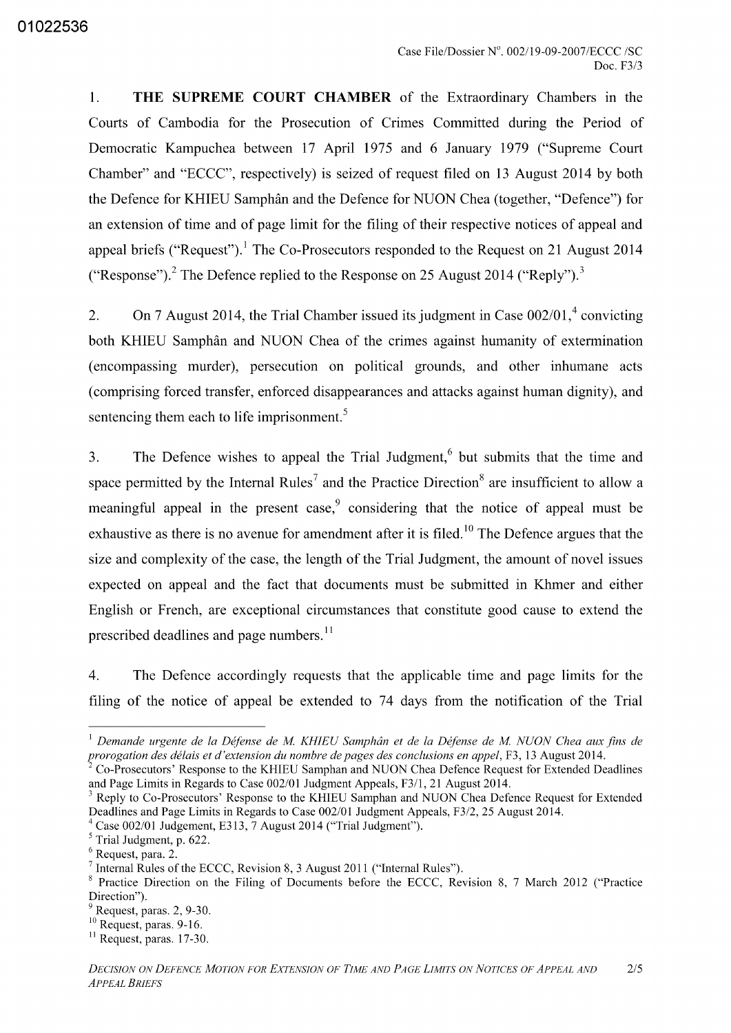1. **THE SUPREME COURT CHAMBER** of the Extraordinary Chambers in the Courts of Cambodia for the Prosecution of Crimes Committed during the Period of Democratic Kampuchea between 17 April 1975 and 6 January 1979 ("Supreme Court Chamber" and "ECCC", respectively) is seized of request filed on 13 August 2014 by both the Defence for KHIEU Samphân and the Defence for NUON Chea (together, "Defence") for an extension of time and of page limit for the filing of their respective notices of appeal and appeal briefs ("Request").[1] The Co-Prosecutors responded to the Request on 21 August 2014 ("Response").[2] The Defence replied to the Response on 25 August 2014 ("Reply").[3]

2. On 7 August 2014, the Trial Chamber issued its judgment in Case 002/01,[4] convicting both KHIEU Samphân and NUON Chea of the crimes against humanity of extermination (encompassing murder), persecution on political grounds, and other inhumane acts (comprising forced transfer, enforced disappearances and attacks against human dignity), and sentencing them each to life imprisonment.[5]

3. The Defence wishes to appeal the Trial Judgment,[6] but submits that the time and space permitted by the Internal Rules[7] and the Practice Direction[8] are insufficient to allow a meaningful appeal in the present case,[9] considering that the notice of appeal must be exhaustive as there is no avenue for amendment after it is filed.[10] The Defence argues that the size and complexity of the case, the length of the Trial Judgment, the amount of novel issues expected on appeal and the fact that documents must be submitted in Khmer and either English or French, are exceptional circumstances that constitute good cause to extend the prescribed deadlines and page numbers.[11]

4. The Defence accordingly requests that the applicable time and page limits for the filing of the notice of appeal be extended to 74 days from the notification of the Trial

---

[1] *Demande urgente de la Défense de M. KHIEU Samphân et de la Défense de M. NUON Chea aux fins de prorogation des délais et d'extension du nombre de pages des conclusions en appel*, F3, 13 August 2014.

[2] Co-Prosecutors' Response to the KHIEU Samphan and NUON Chea Defence Request for Extended Deadlines and Page Limits in Regards to Case 002/01 Judgment Appeals, F3/1, 21 August 2014.

[3] Reply to Co-Prosecutors' Response to the KHIEU Samphan and NUON Chea Defence Request for Extended Deadlines and Page Limits in Regards to Case 002/01 Judgment Appeals, F3/2, 25 August 2014.

[4] Case 002/01 Judgement, E313, 7 August 2014 ("Trial Judgment").

[5] Trial Judgment, p. 622.

[6] Request, para. 2.

[7] Internal Rules of the ECCC, Revision 8, 3 August 2011 ("Internal Rules").

[8] Practice Direction on the Filing of Documents before the ECCC, Revision 8, 7 March 2012 ("Practice Direction").

[9] Request, paras. 2, 9-30.

[10] Request, paras. 9-16.

[11] Request, paras. 17-30.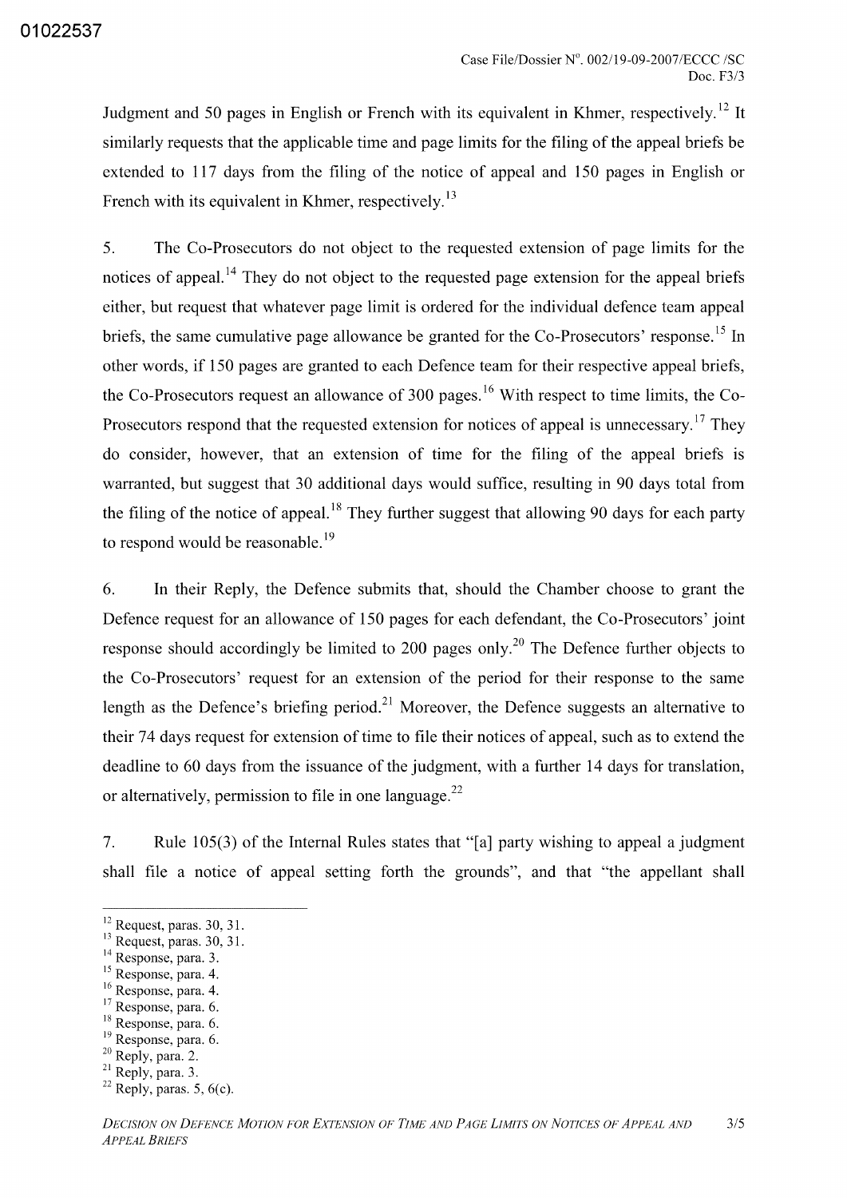Judgment and 50 pages in English or French with its equivalent in Khmer, respectively.[12] It similarly requests that the applicable time and page limits for the filing of the appeal briefs be extended to 117 days from the filing of the notice of appeal and 150 pages in English or French with its equivalent in Khmer, respectively.[13]

5. The Co-Prosecutors do not object to the requested extension of page limits for the notices of appeal.[14] They do not object to the requested page extension for the appeal briefs either, but request that whatever page limit is ordered for the individual defence team appeal briefs, the same cumulative page allowance be granted for the Co-Prosecutors' response.[15] In other words, if 150 pages are granted to each Defence team for their respective appeal briefs, the Co-Prosecutors request an allowance of 300 pages.[16] With respect to time limits, the Co-Prosecutors respond that the requested extension for notices of appeal is unnecessary.[17] They do consider, however, that an extension of time for the filing of the appeal briefs is warranted, but suggest that 30 additional days would suffice, resulting in 90 days total from the filing of the notice of appeal.[18] They further suggest that allowing 90 days for each party to respond would be reasonable.[19]

6. In their Reply, the Defence submits that, should the Chamber choose to grant the Defence request for an allowance of 150 pages for each defendant, the Co-Prosecutors' joint response should accordingly be limited to 200 pages only.[20] The Defence further objects to the Co-Prosecutors' request for an extension of the period for their response to the same length as the Defence's briefing period.[21] Moreover, the Defence suggests an alternative to their 74 days request for extension of time to file their notices of appeal, such as to extend the deadline to 60 days from the issuance of the judgment, with a further 14 days for translation, or alternatively, permission to file in one language.[22]

7. Rule 105(3) of the Internal Rules states that "[a] party wishing to appeal a judgment shall file a notice of appeal setting forth the grounds", and that "the appellant shall

---

[12] Request, paras. 30, 31.
[13] Request, paras. 30, 31.
[14] Response, para. 3.
[15] Response, para. 4.
[16] Response, para. 4.
[17] Response, para. 6.
[18] Response, para. 6.
[19] Response, para. 6.
[20] Reply, para. 2.
[21] Reply, para. 3.
[22] Reply, paras. 5, 6(c).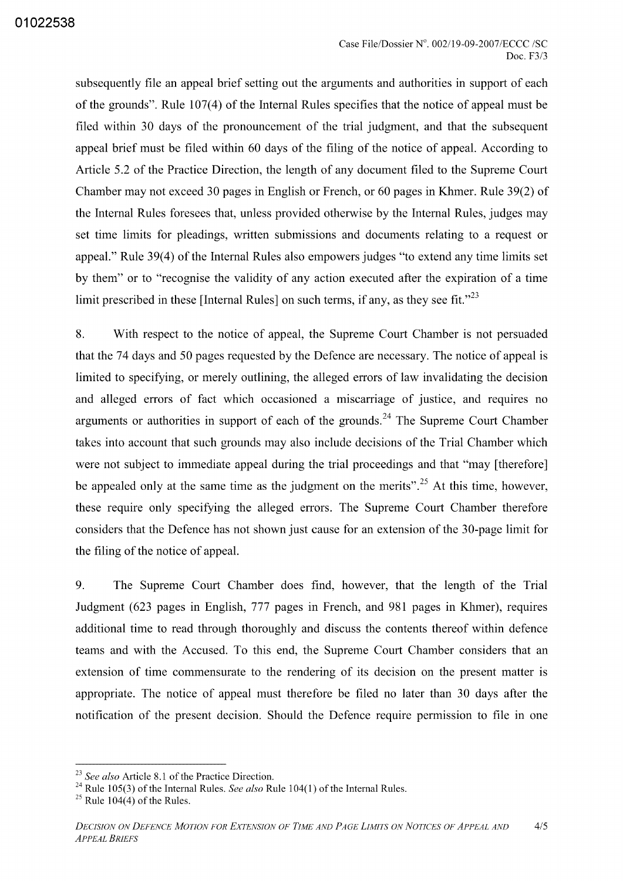subsequently file an appeal brief setting out the arguments and authorities in support of each of the grounds". Rule 107(4) of the Internal Rules specifies that the notice of appeal must be filed within 30 days of the pronouncement of the trial judgment, and that the subsequent appeal brief must be filed within 60 days of the filing of the notice of appeal. According to Article 5.2 of the Practice Direction, the length of any document filed to the Supreme Court Chamber may not exceed 30 pages in English or French, or 60 pages in Khmer. Rule 39(2) of the Internal Rules foresees that, unless provided otherwise by the Internal Rules, judges may set time limits for pleadings, written submissions and documents relating to a request or appeal." Rule 39(4) of the Internal Rules also empowers judges "to extend any time limits set by them" or to "recognise the validity of any action executed after the expiration of a time limit prescribed in these [Internal Rules] on such terms, if any, as they see fit."[23]

8. With respect to the notice of appeal, the Supreme Court Chamber is not persuaded that the 74 days and 50 pages requested by the Defence are necessary. The notice of appeal is limited to specifying, or merely outlining, the alleged errors of law invalidating the decision and alleged errors of fact which occasioned a miscarriage of justice, and requires no arguments or authorities in support of each of the grounds.[24] The Supreme Court Chamber takes into account that such grounds may also include decisions of the Trial Chamber which were not subject to immediate appeal during the trial proceedings and that "may [therefore] be appealed only at the same time as the judgment on the merits".[25] At this time, however, these require only specifying the alleged errors. The Supreme Court Chamber therefore considers that the Defence has not shown just cause for an extension of the 30-page limit for the filing of the notice of appeal.

9. The Supreme Court Chamber does find, however, that the length of the Trial Judgment (623 pages in English, 777 pages in French, and 981 pages in Khmer), requires additional time to read through thoroughly and discuss the contents thereof within defence teams and with the Accused. To this end, the Supreme Court Chamber considers that an extension of time commensurate to the rendering of its decision on the present matter is appropriate. The notice of appeal must therefore be filed no later than 30 days after the notification of the present decision. Should the Defence require permission to file in one

---

[23] *See also* Article 8.1 of the Practice Direction.

[24] Rule 105(3) of the Internal Rules. *See also* Rule 104(1) of the Internal Rules.

[25] Rule 104(4) of the Rules.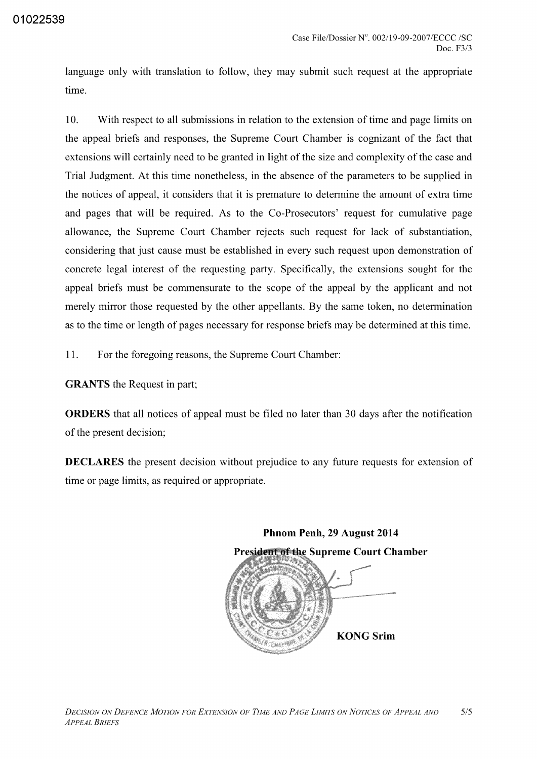language only with translation to follow, they may submit such request at the appropriate time.

10. With respect to all submissions in relation to the extension of time and page limits on the appeal briefs and responses, the Supreme Court Chamber is cognizant of the fact that extensions will certainly need to be granted in light of the size and complexity of the case and Trial Judgment. At this time nonetheless, in the absence of the parameters to be supplied in the notices of appeal, it considers that it is premature to determine the amount of extra time and pages that will be required. As to the Co-Prosecutors' request for cumulative page allowance, the Supreme Court Chamber rejects such request for lack of substantiation, considering that just cause must be established in every such request upon demonstration of concrete legal interest of the requesting party. Specifically, the extensions sought for the appeal briefs must be commensurate to the scope of the appeal by the applicant and not merely mirror those requested by the other appellants. By the same token, no determination as to the time or length of pages necessary for response briefs may be determined at this time.

11. For the foregoing reasons, the Supreme Court Chamber:

**GRANTS** the Request in part;

**ORDERS** that all notices of appeal must be filed no later than 30 days after the notification of the present decision;

**DECLARES** the present decision without prejudice to any future requests for extension of time or page limits, as required or appropriate.

**Phnom Penh, 29 August 2014**

**President of the Supreme Court Chamber**

**KONG Srim**